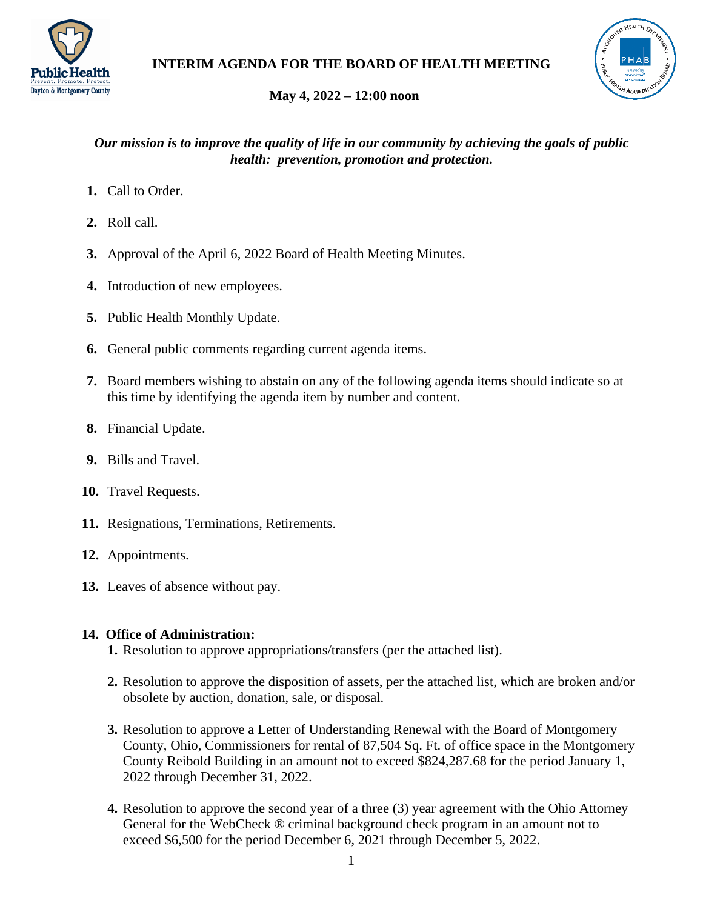# INTERIM AGENDA FOR THE BOARD OF HEALTH MEETING

**May 4, 2022 – 12:00 noon**

***Our mission is to improve the quality of life in our community by achieving the goals of public health: prevention, promotion and protection.***

1. Call to Order.
2. Roll call.
3. Approval of the April 6, 2022 Board of Health Meeting Minutes.
4. Introduction of new employees.
5. Public Health Monthly Update.
6. General public comments regarding current agenda items.
7. Board members wishing to abstain on any of the following agenda items should indicate so at this time by identifying the agenda item by number and content.
8. Financial Update.
9. Bills and Travel.
10. Travel Requests.
11. Resignations, Terminations, Retirements.
12. Appointments.
13. Leaves of absence without pay.

**14. Office of Administration:**

1. Resolution to approve appropriations/transfers (per the attached list).
2. Resolution to approve the disposition of assets, per the attached list, which are broken and/or obsolete by auction, donation, sale, or disposal.
3. Resolution to approve a Letter of Understanding Renewal with the Board of Montgomery County, Ohio, Commissioners for rental of 87,504 Sq. Ft. of office space in the Montgomery County Reibold Building in an amount not to exceed $824,287.68 for the period January 1, 2022 through December 31, 2022.
4. Resolution to approve the second year of a three (3) year agreement with the Ohio Attorney General for the WebCheck ® criminal background check program in an amount not to exceed $6,500 for the period December 6, 2021 through December 5, 2022.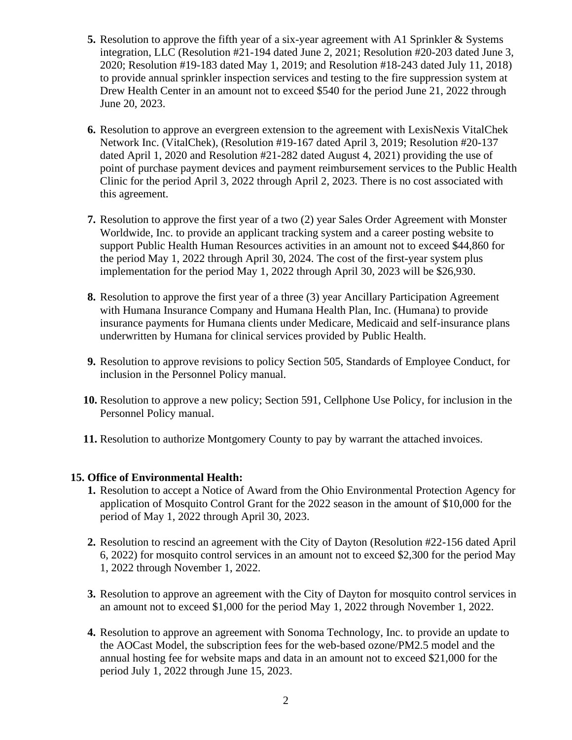5. Resolution to approve the fifth year of a six-year agreement with A1 Sprinkler & Systems integration, LLC (Resolution #21-194 dated June 2, 2021; Resolution #20-203 dated June 3, 2020; Resolution #19-183 dated May 1, 2019; and Resolution #18-243 dated July 11, 2018) to provide annual sprinkler inspection services and testing to the fire suppression system at Drew Health Center in an amount not to exceed $540 for the period June 21, 2022 through June 20, 2023.

6. Resolution to approve an evergreen extension to the agreement with LexisNexis VitalChek Network Inc. (VitalChek), (Resolution #19-167 dated April 3, 2019; Resolution #20-137 dated April 1, 2020 and Resolution #21-282 dated August 4, 2021) providing the use of point of purchase payment devices and payment reimbursement services to the Public Health Clinic for the period April 3, 2022 through April 2, 2023. There is no cost associated with this agreement.

7. Resolution to approve the first year of a two (2) year Sales Order Agreement with Monster Worldwide, Inc. to provide an applicant tracking system and a career posting website to support Public Health Human Resources activities in an amount not to exceed $44,860 for the period May 1, 2022 through April 30, 2024. The cost of the first-year system plus implementation for the period May 1, 2022 through April 30, 2023 will be $26,930.

8. Resolution to approve the first year of a three (3) year Ancillary Participation Agreement with Humana Insurance Company and Humana Health Plan, Inc. (Humana) to provide insurance payments for Humana clients under Medicare, Medicaid and self-insurance plans underwritten by Humana for clinical services provided by Public Health.

9. Resolution to approve revisions to policy Section 505, Standards of Employee Conduct, for inclusion in the Personnel Policy manual.

10. Resolution to approve a new policy; Section 591, Cellphone Use Policy, for inclusion in the Personnel Policy manual.

11. Resolution to authorize Montgomery County to pay by warrant the attached invoices.

**15. Office of Environmental Health:**

1. Resolution to accept a Notice of Award from the Ohio Environmental Protection Agency for application of Mosquito Control Grant for the 2022 season in the amount of $10,000 for the period of May 1, 2022 through April 30, 2023.

2. Resolution to rescind an agreement with the City of Dayton (Resolution #22-156 dated April 6, 2022) for mosquito control services in an amount not to exceed $2,300 for the period May 1, 2022 through November 1, 2022.

3. Resolution to approve an agreement with the City of Dayton for mosquito control services in an amount not to exceed $1,000 for the period May 1, 2022 through November 1, 2022.

4. Resolution to approve an agreement with Sonoma Technology, Inc. to provide an update to the AOCast Model, the subscription fees for the web-based ozone/PM2.5 model and the annual hosting fee for website maps and data in an amount not to exceed $21,000 for the period July 1, 2022 through June 15, 2023.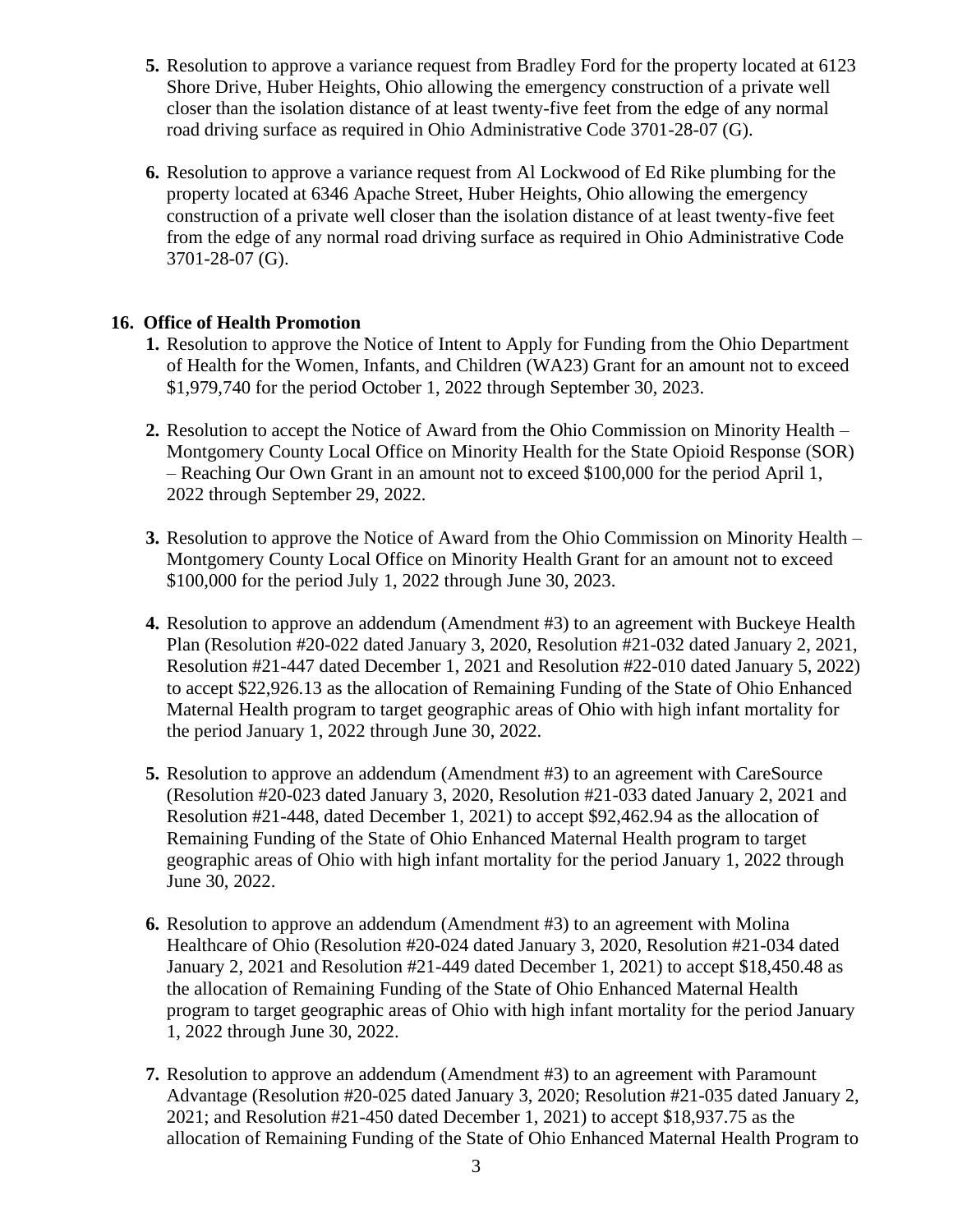5. Resolution to approve a variance request from Bradley Ford for the property located at 6123 Shore Drive, Huber Heights, Ohio allowing the emergency construction of a private well closer than the isolation distance of at least twenty-five feet from the edge of any normal road driving surface as required in Ohio Administrative Code 3701-28-07 (G).

6. Resolution to approve a variance request from Al Lockwood of Ed Rike plumbing for the property located at 6346 Apache Street, Huber Heights, Ohio allowing the emergency construction of a private well closer than the isolation distance of at least twenty-five feet from the edge of any normal road driving surface as required in Ohio Administrative Code 3701-28-07 (G).

## 16. Office of Health Promotion

1. Resolution to approve the Notice of Intent to Apply for Funding from the Ohio Department of Health for the Women, Infants, and Children (WA23) Grant for an amount not to exceed $1,979,740 for the period October 1, 2022 through September 30, 2023.

2. Resolution to accept the Notice of Award from the Ohio Commission on Minority Health – Montgomery County Local Office on Minority Health for the State Opioid Response (SOR) – Reaching Our Own Grant in an amount not to exceed $100,000 for the period April 1, 2022 through September 29, 2022.

3. Resolution to approve the Notice of Award from the Ohio Commission on Minority Health – Montgomery County Local Office on Minority Health Grant for an amount not to exceed $100,000 for the period July 1, 2022 through June 30, 2023.

4. Resolution to approve an addendum (Amendment #3) to an agreement with Buckeye Health Plan (Resolution #20-022 dated January 3, 2020, Resolution #21-032 dated January 2, 2021, Resolution #21-447 dated December 1, 2021 and Resolution #22-010 dated January 5, 2022) to accept $22,926.13 as the allocation of Remaining Funding of the State of Ohio Enhanced Maternal Health program to target geographic areas of Ohio with high infant mortality for the period January 1, 2022 through June 30, 2022.

5. Resolution to approve an addendum (Amendment #3) to an agreement with CareSource (Resolution #20-023 dated January 3, 2020, Resolution #21-033 dated January 2, 2021 and Resolution #21-448, dated December 1, 2021) to accept $92,462.94 as the allocation of Remaining Funding of the State of Ohio Enhanced Maternal Health program to target geographic areas of Ohio with high infant mortality for the period January 1, 2022 through June 30, 2022.

6. Resolution to approve an addendum (Amendment #3) to an agreement with Molina Healthcare of Ohio (Resolution #20-024 dated January 3, 2020, Resolution #21-034 dated January 2, 2021 and Resolution #21-449 dated December 1, 2021) to accept $18,450.48 as the allocation of Remaining Funding of the State of Ohio Enhanced Maternal Health program to target geographic areas of Ohio with high infant mortality for the period January 1, 2022 through June 30, 2022.

7. Resolution to approve an addendum (Amendment #3) to an agreement with Paramount Advantage (Resolution #20-025 dated January 3, 2020; Resolution #21-035 dated January 2, 2021; and Resolution #21-450 dated December 1, 2021) to accept $18,937.75 as the allocation of Remaining Funding of the State of Ohio Enhanced Maternal Health Program to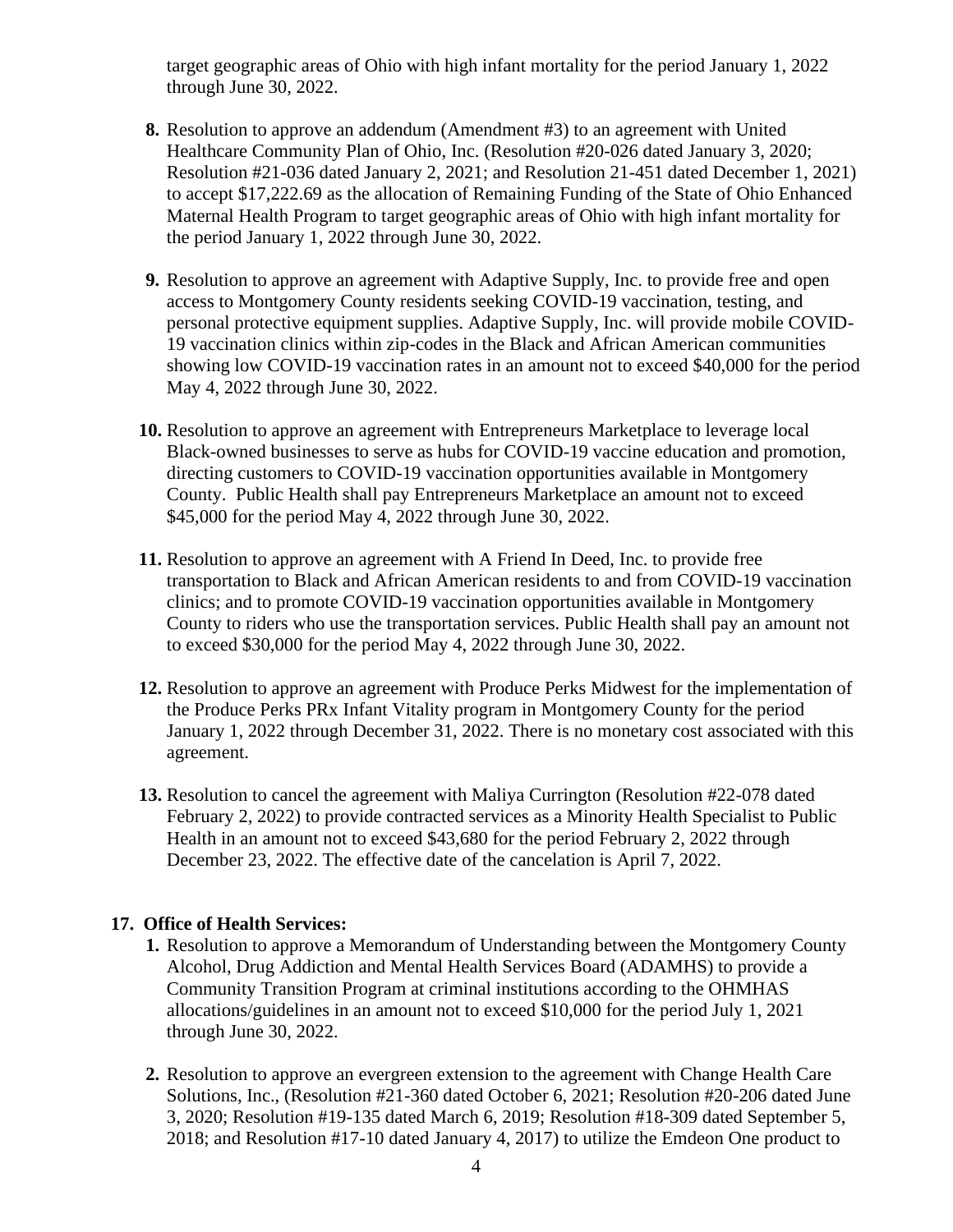target geographic areas of Ohio with high infant mortality for the period January 1, 2022 through June 30, 2022.

8. Resolution to approve an addendum (Amendment #3) to an agreement with United Healthcare Community Plan of Ohio, Inc. (Resolution #20-026 dated January 3, 2020; Resolution #21-036 dated January 2, 2021; and Resolution 21-451 dated December 1, 2021) to accept $17,222.69 as the allocation of Remaining Funding of the State of Ohio Enhanced Maternal Health Program to target geographic areas of Ohio with high infant mortality for the period January 1, 2022 through June 30, 2022.

9. Resolution to approve an agreement with Adaptive Supply, Inc. to provide free and open access to Montgomery County residents seeking COVID-19 vaccination, testing, and personal protective equipment supplies. Adaptive Supply, Inc. will provide mobile COVID-19 vaccination clinics within zip-codes in the Black and African American communities showing low COVID-19 vaccination rates in an amount not to exceed $40,000 for the period May 4, 2022 through June 30, 2022.

10. Resolution to approve an agreement with Entrepreneurs Marketplace to leverage local Black-owned businesses to serve as hubs for COVID-19 vaccine education and promotion, directing customers to COVID-19 vaccination opportunities available in Montgomery County. Public Health shall pay Entrepreneurs Marketplace an amount not to exceed $45,000 for the period May 4, 2022 through June 30, 2022.

11. Resolution to approve an agreement with A Friend In Deed, Inc. to provide free transportation to Black and African American residents to and from COVID-19 vaccination clinics; and to promote COVID-19 vaccination opportunities available in Montgomery County to riders who use the transportation services. Public Health shall pay an amount not to exceed $30,000 for the period May 4, 2022 through June 30, 2022.

12. Resolution to approve an agreement with Produce Perks Midwest for the implementation of the Produce Perks PRx Infant Vitality program in Montgomery County for the period January 1, 2022 through December 31, 2022. There is no monetary cost associated with this agreement.

13. Resolution to cancel the agreement with Maliya Currington (Resolution #22-078 dated February 2, 2022) to provide contracted services as a Minority Health Specialist to Public Health in an amount not to exceed $43,680 for the period February 2, 2022 through December 23, 2022. The effective date of the cancelation is April 7, 2022.

**17. Office of Health Services:**

1. Resolution to approve a Memorandum of Understanding between the Montgomery County Alcohol, Drug Addiction and Mental Health Services Board (ADAMHS) to provide a Community Transition Program at criminal institutions according to the OHMHAS allocations/guidelines in an amount not to exceed $10,000 for the period July 1, 2021 through June 30, 2022.

2. Resolution to approve an evergreen extension to the agreement with Change Health Care Solutions, Inc., (Resolution #21-360 dated October 6, 2021; Resolution #20-206 dated June 3, 2020; Resolution #19-135 dated March 6, 2019; Resolution #18-309 dated September 5, 2018; and Resolution #17-10 dated January 4, 2017) to utilize the Emdeon One product to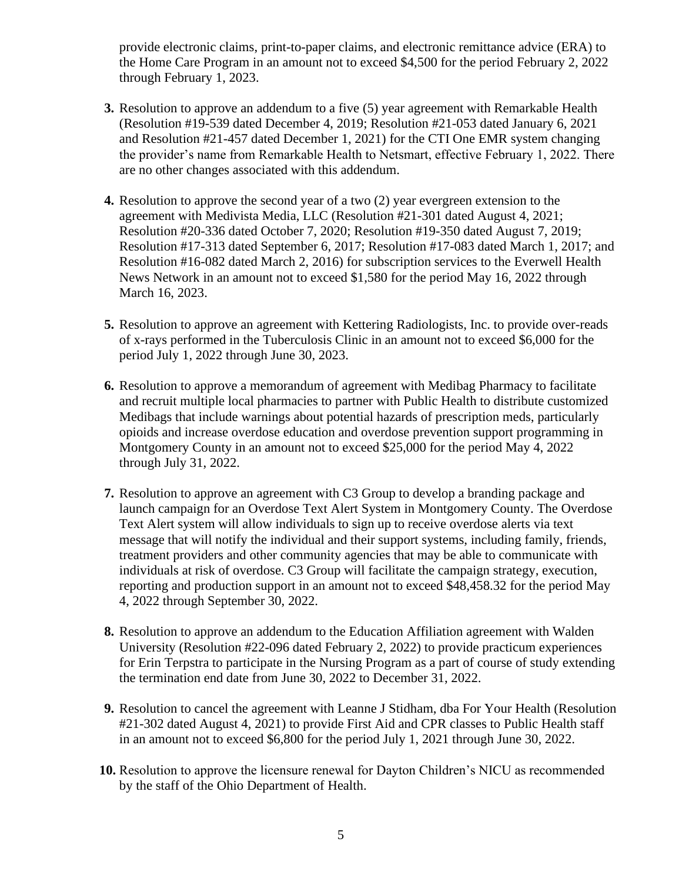provide electronic claims, print-to-paper claims, and electronic remittance advice (ERA) to the Home Care Program in an amount not to exceed $4,500 for the period February 2, 2022 through February 1, 2023.

3. Resolution to approve an addendum to a five (5) year agreement with Remarkable Health (Resolution #19-539 dated December 4, 2019; Resolution #21-053 dated January 6, 2021 and Resolution #21-457 dated December 1, 2021) for the CTI One EMR system changing the provider's name from Remarkable Health to Netsmart, effective February 1, 2022. There are no other changes associated with this addendum.

4. Resolution to approve the second year of a two (2) year evergreen extension to the agreement with Medivista Media, LLC (Resolution #21-301 dated August 4, 2021; Resolution #20-336 dated October 7, 2020; Resolution #19-350 dated August 7, 2019; Resolution #17-313 dated September 6, 2017; Resolution #17-083 dated March 1, 2017; and Resolution #16-082 dated March 2, 2016) for subscription services to the Everwell Health News Network in an amount not to exceed $1,580 for the period May 16, 2022 through March 16, 2023.

5. Resolution to approve an agreement with Kettering Radiologists, Inc. to provide over-reads of x-rays performed in the Tuberculosis Clinic in an amount not to exceed $6,000 for the period July 1, 2022 through June 30, 2023.

6. Resolution to approve a memorandum of agreement with Medibag Pharmacy to facilitate and recruit multiple local pharmacies to partner with Public Health to distribute customized Medibags that include warnings about potential hazards of prescription meds, particularly opioids and increase overdose education and overdose prevention support programming in Montgomery County in an amount not to exceed $25,000 for the period May 4, 2022 through July 31, 2022.

7. Resolution to approve an agreement with C3 Group to develop a branding package and launch campaign for an Overdose Text Alert System in Montgomery County. The Overdose Text Alert system will allow individuals to sign up to receive overdose alerts via text message that will notify the individual and their support systems, including family, friends, treatment providers and other community agencies that may be able to communicate with individuals at risk of overdose. C3 Group will facilitate the campaign strategy, execution, reporting and production support in an amount not to exceed $48,458.32 for the period May 4, 2022 through September 30, 2022.

8. Resolution to approve an addendum to the Education Affiliation agreement with Walden University (Resolution #22-096 dated February 2, 2022) to provide practicum experiences for Erin Terpstra to participate in the Nursing Program as a part of course of study extending the termination end date from June 30, 2022 to December 31, 2022.

9. Resolution to cancel the agreement with Leanne J Stidham, dba For Your Health (Resolution #21-302 dated August 4, 2021) to provide First Aid and CPR classes to Public Health staff in an amount not to exceed $6,800 for the period July 1, 2021 through June 30, 2022.

10. Resolution to approve the licensure renewal for Dayton Children's NICU as recommended by the staff of the Ohio Department of Health.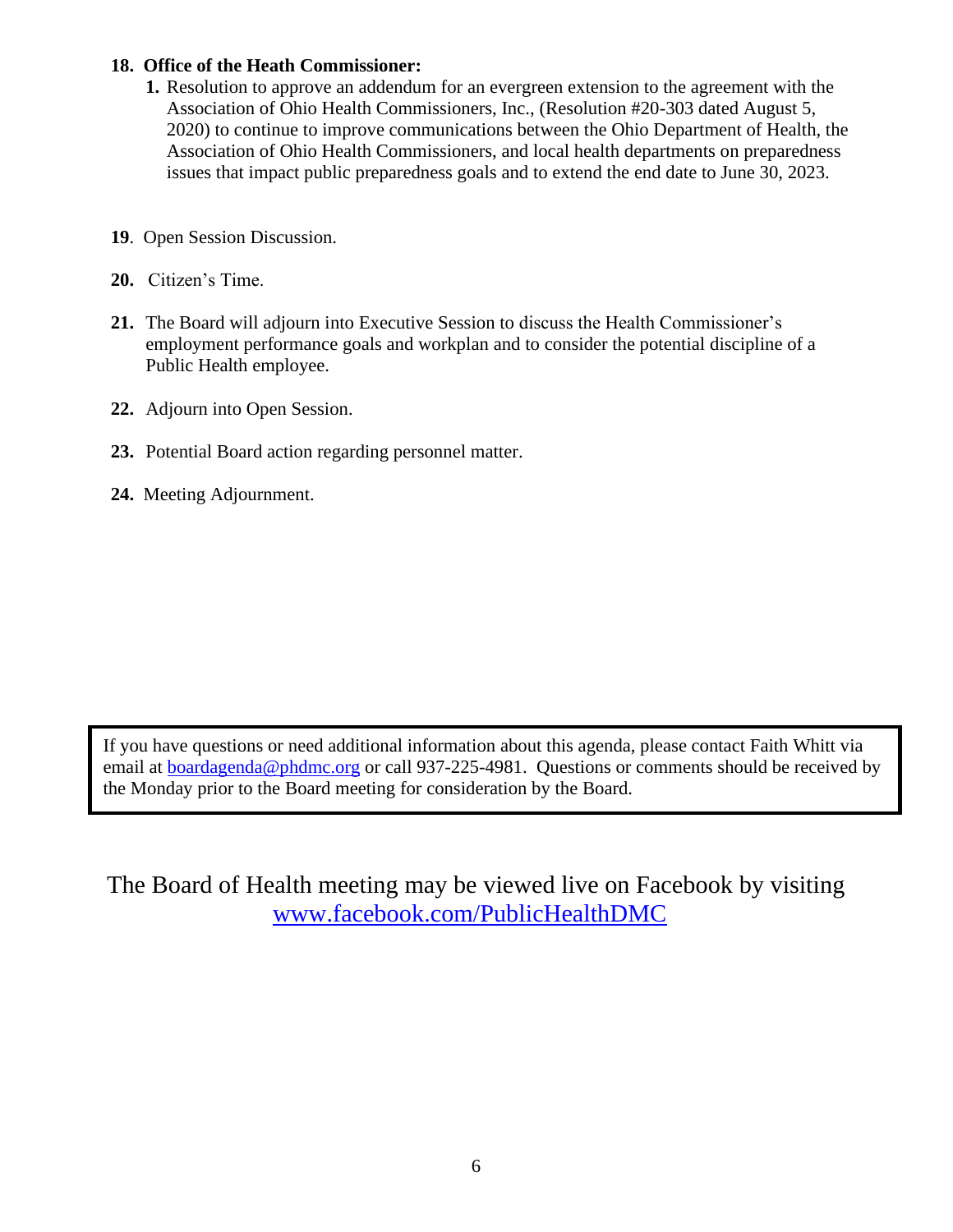**18. Office of the Heath Commissioner:**

1. Resolution to approve an addendum for an evergreen extension to the agreement with the Association of Ohio Health Commissioners, Inc., (Resolution #20-303 dated August 5, 2020) to continue to improve communications between the Ohio Department of Health, the Association of Ohio Health Commissioners, and local health departments on preparedness issues that impact public preparedness goals and to extend the end date to June 30, 2023.

**19**. Open Session Discussion.

**20.** Citizen's Time.

**21.** The Board will adjourn into Executive Session to discuss the Health Commissioner's employment performance goals and workplan and to consider the potential discipline of a Public Health employee.

**22.** Adjourn into Open Session.

**23.** Potential Board action regarding personnel matter.

**24.** Meeting Adjournment.

If you have questions or need additional information about this agenda, please contact Faith Whitt via email at boardagenda@phdmc.org or call 937-225-4981. Questions or comments should be received by the Monday prior to the Board meeting for consideration by the Board.

The Board of Health meeting may be viewed live on Facebook by visiting www.facebook.com/PublicHealthDMC